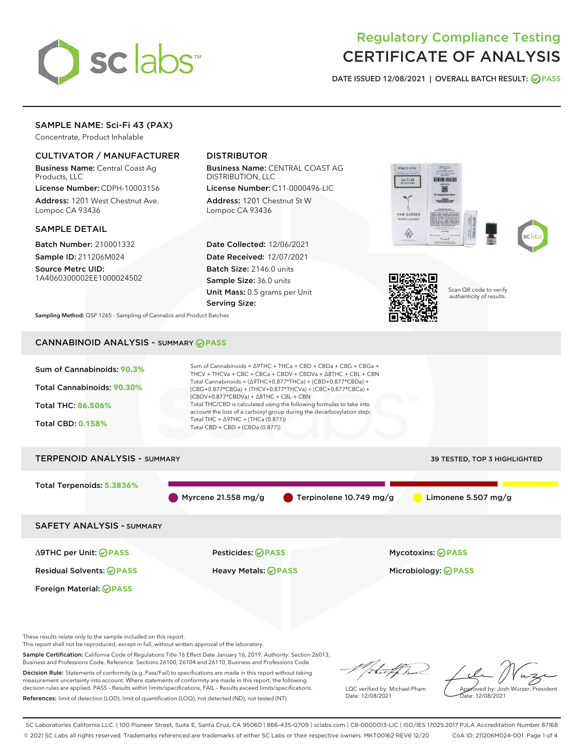# Regulatory Compliance Testing
# CERTIFICATE OF ANALYSIS

DATE ISSUED 12/08/2021 | OVERALL BATCH RESULT: PASS

## SAMPLE NAME: Sci-Fi 43 (PAX)

Concentrate, Product Inhalable

### CULTIVATOR / MANUFACTURER

**Business Name:** Central Coast Ag Products, LLC

**License Number:** CDPH-10003156

**Address:** 1201 West Chestnut Ave. Lompoc CA 93436

### DISTRIBUTOR

**Business Name:** CENTRAL COAST AG DISTRIBUTION, LLC

**License Number:** C11-0000496-LIC

**Address:** 1201 Chestnut St W Lompoc CA 93436

### SAMPLE DETAIL

**Batch Number:** 210001332

**Sample ID:** 211206M024

**Source Metrc UID:** 1A4060300002EE1000024502

**Date Collected:** 12/06/2021

**Date Received:** 12/07/2021

**Batch Size:** 2146.0 units

**Sample Size:** 36.0 units

**Unit Mass:** 0.5 grams per Unit

**Serving Size:**

Scan QR code to verify authenticity of results.

**Sampling Method:** QSP 1265 - Sampling of Cannabis and Product Batches

## CANNABINOID ANALYSIS - SUMMARY PASS

Sum of Cannabinoids: **90.3%**

Total Cannabinoids: **90.30%**

Total THC: **86.506%**

Total CBD: **0.158%**

Sum of Cannabinoids = Δ9THC + THCa + CBD + CBDa + CBG + CBGa + THCV + THCVa + CBC + CBCa + CBDV + CBDVa + Δ8THC + CBL + CBN

Total Cannabinoids = (Δ9THC+0.877*THCa) + (CBD+0.877*CBDa) + (CBG+0.877*CBGa) + (THCV+0.877*THCVa) + (CBC+0.877*CBCa) + (CBDV+0.877*CBDVa) + Δ8THC + CBL + CBN

Total THC/CBD is calculated using the following formulas to take into account the loss of a carboxyl group during the decarboxylation step:

Total THC = Δ9THC + (THCa (0.877))

Total CBD = CBD + (CBDa (0.877))

## TERPENOID ANALYSIS - SUMMARY

39 TESTED, TOP 3 HIGHLIGHTED

Total Terpenoids: **5.3836%**

Myrcene 21.558 mg/g | Terpinolene 10.749 mg/g | Limonene 5.507 mg/g

## SAFETY ANALYSIS - SUMMARY

| | | |
|---|---|---|
| Δ9THC per Unit: PASS | Pesticides: PASS | Mycotoxins: PASS |
| Residual Solvents: PASS | Heavy Metals: PASS | Microbiology: PASS |
| Foreign Material: PASS | | |

These results relate only to the sample included on this report.
This report shall not be reproduced, except in full, without written approval of the laboratory.

**Sample Certification:** California Code of Regulations Title 16 Effect Date January 16, 2019. Authority: Section 26013, Business and Professions Code. Reference: Sections 26100, 26104 and 26110, Business and Professions Code.

**Decision Rule:** Statements of conformity (e.g. Pass/Fail) to specifications are made in this report without taking measurement uncertainty into account. Where statements of conformity are made in this report, the following decision rules are applied: PASS - Results within limits/specifications, FAIL - Results exceed limits/specifications.

**References:** limit of detection (LOD), limit of quantification (LOQ), not detected (ND), not tested (NT)

LQC verified by: Michael Pham
Date: 12/08/2021

Approved by: Josh Wurzer, President
Date: 12/08/2021

SC Laboratories California LLC. | 100 Pioneer Street, Suite E, Santa Cruz, CA 95060 | 866-435-0709 | sclabs.com | C8-0000013-LIC | ISO/IES 17025:2017 PJLA Accreditation Number 87168
© 2021 SC Labs all rights reserved. Trademarks referenced are trademarks of either SC Labs or their respective owners. MKT00162 REV6 12/20 CoA ID: 211206M024-001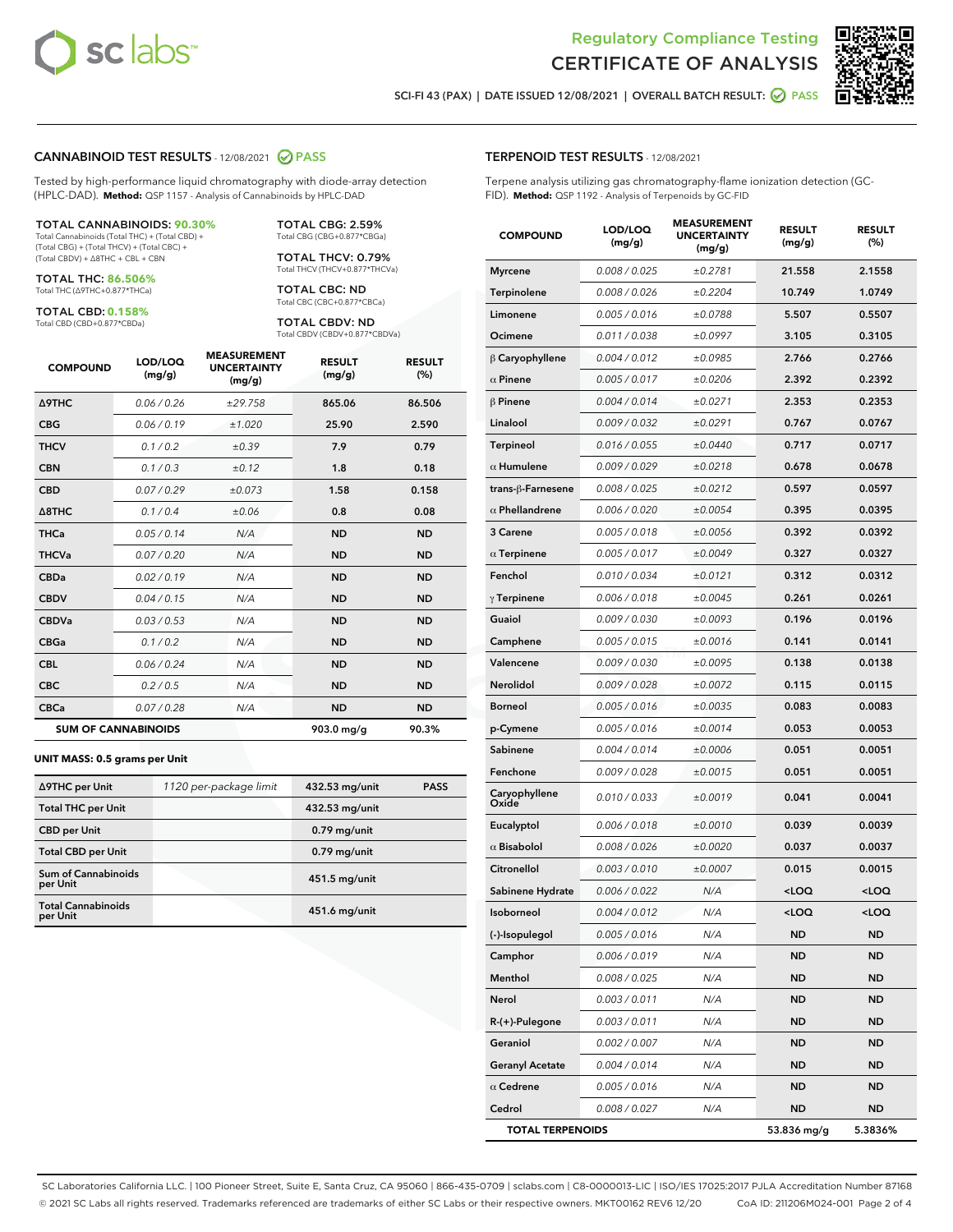Regulatory Compliance Testing
# CERTIFICATE OF ANALYSIS

SCI-FI 43 (PAX) | DATE ISSUED 12/08/2021 | OVERALL BATCH RESULT: PASS

## CANNABINOID TEST RESULTS - 12/08/2021 PASS

Tested by high-performance liquid chromatography with diode-array detection (HPLC-DAD). **Method:** QSP 1157 - Analysis of Cannabinoids by HPLC-DAD

**TOTAL CANNABINOIDS: 90.30%**
Total Cannabinoids (Total THC) + (Total CBD) + (Total CBG) + (Total THCV) + (Total CBC) + (Total CBDV) + Δ8THC + CBL + CBN

**TOTAL THC: 86.506%**
Total THC (Δ9THC+0.877*THCa)

**TOTAL CBD: 0.158%**
Total CBD (CBD+0.877*CBDa)

**TOTAL CBG: 2.59%**
Total CBG (CBG+0.877*CBGa)

**TOTAL THCV: 0.79%**
Total THCV (THCV+0.877*THCVa)

**TOTAL CBC: ND**
Total CBC (CBC+0.877*CBCa)

**TOTAL CBDV: ND**
Total CBDV (CBDV+0.877*CBDVa)

| COMPOUND | LOD/LOQ (mg/g) | MEASUREMENT UNCERTAINTY (mg/g) | RESULT (mg/g) | RESULT (%) |
|---|---|---|---|---|
| Δ9THC | 0.06 / 0.26 | ±29.758 | 865.06 | 86.506 |
| CBG | 0.06 / 0.19 | ±1.020 | 25.90 | 2.590 |
| THCV | 0.1 / 0.2 | ±0.39 | 7.9 | 0.79 |
| CBN | 0.1 / 0.3 | ±0.12 | 1.8 | 0.18 |
| CBD | 0.07 / 0.29 | ±0.073 | 1.58 | 0.158 |
| Δ8THC | 0.1 / 0.4 | ±0.06 | 0.8 | 0.08 |
| THCa | 0.05 / 0.14 | N/A | ND | ND |
| THCVa | 0.07 / 0.20 | N/A | ND | ND |
| CBDa | 0.02 / 0.19 | N/A | ND | ND |
| CBDV | 0.04 / 0.15 | N/A | ND | ND |
| CBDVa | 0.03 / 0.53 | N/A | ND | ND |
| CBGa | 0.1 / 0.2 | N/A | ND | ND |
| CBL | 0.06 / 0.24 | N/A | ND | ND |
| CBC | 0.2 / 0.5 | N/A | ND | ND |
| CBCa | 0.07 / 0.28 | N/A | ND | ND |
| **SUM OF CANNABINOIDS** | | | 903.0 mg/g | 90.3% |

**UNIT MASS: 0.5 grams per Unit**

| Δ9THC per Unit | 1120 per-package limit | 432.53 mg/unit | PASS |
|---|---|---|---|
| Total THC per Unit | | 432.53 mg/unit | |
| CBD per Unit | | 0.79 mg/unit | |
| Total CBD per Unit | | 0.79 mg/unit | |
| Sum of Cannabinoids per Unit | | 451.5 mg/unit | |
| Total Cannabinoids per Unit | | 451.6 mg/unit | |

## TERPENOID TEST RESULTS - 12/08/2021

Terpene analysis utilizing gas chromatography-flame ionization detection (GC-FID). **Method:** QSP 1192 - Analysis of Terpenoids by GC-FID

| COMPOUND | LOD/LOQ (mg/g) | MEASUREMENT UNCERTAINTY (mg/g) | RESULT (mg/g) | RESULT (%) |
|---|---|---|---|---|
| Myrcene | 0.008 / 0.025 | ±0.2781 | 21.558 | 2.1558 |
| Terpinolene | 0.008 / 0.026 | ±0.2204 | 10.749 | 1.0749 |
| Limonene | 0.005 / 0.016 | ±0.0788 | 5.507 | 0.5507 |
| Ocimene | 0.011 / 0.038 | ±0.0997 | 3.105 | 0.3105 |
| β Caryophyllene | 0.004 / 0.012 | ±0.0985 | 2.766 | 0.2766 |
| α Pinene | 0.005 / 0.017 | ±0.0206 | 2.392 | 0.2392 |
| β Pinene | 0.004 / 0.014 | ±0.0271 | 2.353 | 0.2353 |
| Linalool | 0.009 / 0.032 | ±0.0291 | 0.767 | 0.0767 |
| Terpineol | 0.016 / 0.055 | ±0.0440 | 0.717 | 0.0717 |
| α Humulene | 0.009 / 0.029 | ±0.0218 | 0.678 | 0.0678 |
| trans-β-Farnesene | 0.008 / 0.025 | ±0.0212 | 0.597 | 0.0597 |
| α Phellandrene | 0.006 / 0.020 | ±0.0054 | 0.395 | 0.0395 |
| 3 Carene | 0.005 / 0.018 | ±0.0056 | 0.392 | 0.0392 |
| α Terpinene | 0.005 / 0.017 | ±0.0049 | 0.327 | 0.0327 |
| Fenchol | 0.010 / 0.034 | ±0.0121 | 0.312 | 0.0312 |
| γ Terpinene | 0.006 / 0.018 | ±0.0045 | 0.261 | 0.0261 |
| Guaiol | 0.009 / 0.030 | ±0.0093 | 0.196 | 0.0196 |
| Camphene | 0.005 / 0.015 | ±0.0016 | 0.141 | 0.0141 |
| Valencene | 0.009 / 0.030 | ±0.0095 | 0.138 | 0.0138 |
| Nerolidol | 0.009 / 0.028 | ±0.0072 | 0.115 | 0.0115 |
| Borneol | 0.005 / 0.016 | ±0.0035 | 0.083 | 0.0083 |
| p-Cymene | 0.005 / 0.016 | ±0.0014 | 0.053 | 0.0053 |
| Sabinene | 0.004 / 0.014 | ±0.0006 | 0.051 | 0.0051 |
| Fenchone | 0.009 / 0.028 | ±0.0015 | 0.051 | 0.0051 |
| Caryophyllene Oxide | 0.010 / 0.033 | ±0.0019 | 0.041 | 0.0041 |
| Eucalyptol | 0.006 / 0.018 | ±0.0010 | 0.039 | 0.0039 |
| α Bisabolol | 0.008 / 0.026 | ±0.0020 | 0.037 | 0.0037 |
| Citronellol | 0.003 / 0.010 | ±0.0007 | 0.015 | 0.0015 |
| Sabinene Hydrate | 0.006 / 0.022 | N/A | <LOQ | <LOQ |
| Isoborneol | 0.004 / 0.012 | N/A | <LOQ | <LOQ |
| (-)-Isopulegol | 0.005 / 0.016 | N/A | ND | ND |
| Camphor | 0.006 / 0.019 | N/A | ND | ND |
| Menthol | 0.008 / 0.025 | N/A | ND | ND |
| Nerol | 0.003 / 0.011 | N/A | ND | ND |
| R-(+)-Pulegone | 0.003 / 0.011 | N/A | ND | ND |
| Geraniol | 0.002 / 0.007 | N/A | ND | ND |
| Geranyl Acetate | 0.004 / 0.014 | N/A | ND | ND |
| α Cedrene | 0.005 / 0.016 | N/A | ND | ND |
| Cedrol | 0.008 / 0.027 | N/A | ND | ND |
| **TOTAL TERPENOIDS** | | | 53.836 mg/g | 5.3836% |

SC Laboratories California LLC. | 100 Pioneer Street, Suite E, Santa Cruz, CA 95060 | 866-435-0709 | sclabs.com | C8-0000013-LIC | ISO/IES 17025:2017 PJLA Accreditation Number 87168
© 2021 SC Labs all rights reserved. Trademarks referenced are trademarks of either SC Labs or their respective owners. MKT00162 REV6 12/20 CoA ID: 211206M024-001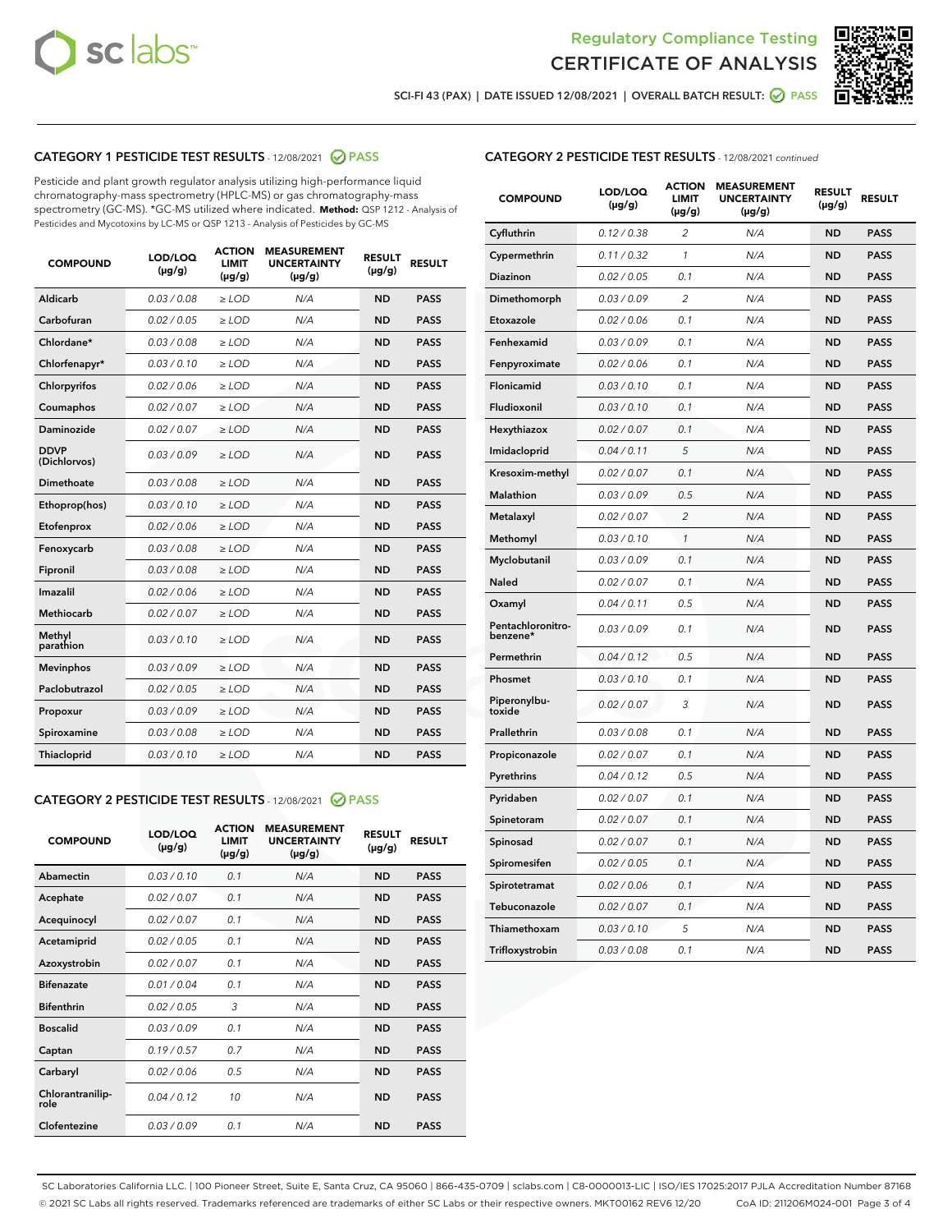Regulatory Compliance Testing
# CERTIFICATE OF ANALYSIS

SCI-FI 43 (PAX) | DATE ISSUED 12/08/2021 | OVERALL BATCH RESULT: PASS

## CATEGORY 1 PESTICIDE TEST RESULTS - 12/08/2021 PASS

Pesticide and plant growth regulator analysis utilizing high-performance liquid chromatography-mass spectrometry (HPLC-MS) or gas chromatography-mass spectrometry (GC-MS). *GC-MS utilized where indicated. **Method:** QSP 1212 - Analysis of Pesticides and Mycotoxins by LC-MS or QSP 1213 - Analysis of Pesticides by GC-MS

| COMPOUND | LOD/LOQ (µg/g) | ACTION LIMIT (µg/g) | MEASUREMENT UNCERTAINTY (µg/g) | RESULT (µg/g) | RESULT |
|---|---|---|---|---|---|
| Aldicarb | 0.03 / 0.08 | ≥ LOD | N/A | ND | PASS |
| Carbofuran | 0.02 / 0.05 | ≥ LOD | N/A | ND | PASS |
| Chlordane* | 0.03 / 0.08 | ≥ LOD | N/A | ND | PASS |
| Chlorfenapyr* | 0.03 / 0.10 | ≥ LOD | N/A | ND | PASS |
| Chlorpyrifos | 0.02 / 0.06 | ≥ LOD | N/A | ND | PASS |
| Coumaphos | 0.02 / 0.07 | ≥ LOD | N/A | ND | PASS |
| Daminozide | 0.02 / 0.07 | ≥ LOD | N/A | ND | PASS |
| DDVP (Dichlorvos) | 0.03 / 0.09 | ≥ LOD | N/A | ND | PASS |
| Dimethoate | 0.03 / 0.08 | ≥ LOD | N/A | ND | PASS |
| Ethoprop(hos) | 0.03 / 0.10 | ≥ LOD | N/A | ND | PASS |
| Etofenprox | 0.02 / 0.06 | ≥ LOD | N/A | ND | PASS |
| Fenoxycarb | 0.03 / 0.08 | ≥ LOD | N/A | ND | PASS |
| Fipronil | 0.03 / 0.08 | ≥ LOD | N/A | ND | PASS |
| Imazalil | 0.02 / 0.06 | ≥ LOD | N/A | ND | PASS |
| Methiocarb | 0.02 / 0.07 | ≥ LOD | N/A | ND | PASS |
| Methyl parathion | 0.03 / 0.10 | ≥ LOD | N/A | ND | PASS |
| Mevinphos | 0.03 / 0.09 | ≥ LOD | N/A | ND | PASS |
| Paclobutrazol | 0.02 / 0.05 | ≥ LOD | N/A | ND | PASS |
| Propoxur | 0.03 / 0.09 | ≥ LOD | N/A | ND | PASS |
| Spiroxamine | 0.03 / 0.08 | ≥ LOD | N/A | ND | PASS |
| Thiacloprid | 0.03 / 0.10 | ≥ LOD | N/A | ND | PASS |

## CATEGORY 2 PESTICIDE TEST RESULTS - 12/08/2021 PASS

| COMPOUND | LOD/LOQ (µg/g) | ACTION LIMIT (µg/g) | MEASUREMENT UNCERTAINTY (µg/g) | RESULT (µg/g) | RESULT |
|---|---|---|---|---|---|
| Abamectin | 0.03 / 0.10 | 0.1 | N/A | ND | PASS |
| Acephate | 0.02 / 0.07 | 0.1 | N/A | ND | PASS |
| Acequinocyl | 0.02 / 0.07 | 0.1 | N/A | ND | PASS |
| Acetamiprid | 0.02 / 0.05 | 0.1 | N/A | ND | PASS |
| Azoxystrobin | 0.02 / 0.07 | 0.1 | N/A | ND | PASS |
| Bifenazate | 0.01 / 0.04 | 0.1 | N/A | ND | PASS |
| Bifenthrin | 0.02 / 0.05 | 3 | N/A | ND | PASS |
| Boscalid | 0.03 / 0.09 | 0.1 | N/A | ND | PASS |
| Captan | 0.19 / 0.57 | 0.7 | N/A | ND | PASS |
| Carbaryl | 0.02 / 0.06 | 0.5 | N/A | ND | PASS |
| Chlorantraniliprole | 0.04 / 0.12 | 10 | N/A | ND | PASS |
| Clofentezine | 0.03 / 0.09 | 0.1 | N/A | ND | PASS |
| Cyfluthrin | 0.12 / 0.38 | 2 | N/A | ND | PASS |
| Cypermethrin | 0.11 / 0.32 | 1 | N/A | ND | PASS |
| Diazinon | 0.02 / 0.05 | 0.1 | N/A | ND | PASS |
| Dimethomorph | 0.03 / 0.09 | 2 | N/A | ND | PASS |
| Etoxazole | 0.02 / 0.06 | 0.1 | N/A | ND | PASS |
| Fenhexamid | 0.03 / 0.09 | 0.1 | N/A | ND | PASS |
| Fenpyroximate | 0.02 / 0.06 | 0.1 | N/A | ND | PASS |
| Flonicamid | 0.03 / 0.10 | 0.1 | N/A | ND | PASS |
| Fludioxonil | 0.03 / 0.10 | 0.1 | N/A | ND | PASS |
| Hexythiazox | 0.02 / 0.07 | 0.1 | N/A | ND | PASS |
| Imidacloprid | 0.04 / 0.11 | 5 | N/A | ND | PASS |
| Kresoxim-methyl | 0.02 / 0.07 | 0.1 | N/A | ND | PASS |
| Malathion | 0.03 / 0.09 | 0.5 | N/A | ND | PASS |
| Metalaxyl | 0.02 / 0.07 | 2 | N/A | ND | PASS |
| Methomyl | 0.03 / 0.10 | 1 | N/A | ND | PASS |
| Myclobutanil | 0.03 / 0.09 | 0.1 | N/A | ND | PASS |
| Naled | 0.02 / 0.07 | 0.1 | N/A | ND | PASS |
| Oxamyl | 0.04 / 0.11 | 0.5 | N/A | ND | PASS |
| Pentachloronitrobenzene* | 0.03 / 0.09 | 0.1 | N/A | ND | PASS |
| Permethrin | 0.04 / 0.12 | 0.5 | N/A | ND | PASS |
| Phosmet | 0.03 / 0.10 | 0.1 | N/A | ND | PASS |
| Piperonylbutoxide | 0.02 / 0.07 | 3 | N/A | ND | PASS |
| Prallethrin | 0.03 / 0.08 | 0.1 | N/A | ND | PASS |
| Propiconazole | 0.02 / 0.07 | 0.1 | N/A | ND | PASS |
| Pyrethrins | 0.04 / 0.12 | 0.5 | N/A | ND | PASS |
| Pyridaben | 0.02 / 0.07 | 0.1 | N/A | ND | PASS |
| Spinetoram | 0.02 / 0.07 | 0.1 | N/A | ND | PASS |
| Spinosad | 0.02 / 0.07 | 0.1 | N/A | ND | PASS |
| Spiromesifen | 0.02 / 0.05 | 0.1 | N/A | ND | PASS |
| Spirotetramat | 0.02 / 0.06 | 0.1 | N/A | ND | PASS |
| Tebuconazole | 0.02 / 0.07 | 0.1 | N/A | ND | PASS |
| Thiamethoxam | 0.03 / 0.10 | 5 | N/A | ND | PASS |
| Trifloxystrobin | 0.03 / 0.08 | 0.1 | N/A | ND | PASS |

SC Laboratories California LLC. | 100 Pioneer Street, Suite E, Santa Cruz, CA 95060 | 866-435-0709 | sclabs.com | C8-0000013-LIC | ISO/IES 17025:2017 PJLA Accreditation Number 87168
© 2021 SC Labs all rights reserved. Trademarks referenced are trademarks of either SC Labs or their respective owners. MKT00162 REV6 12/20 CoA ID: 211206M024-001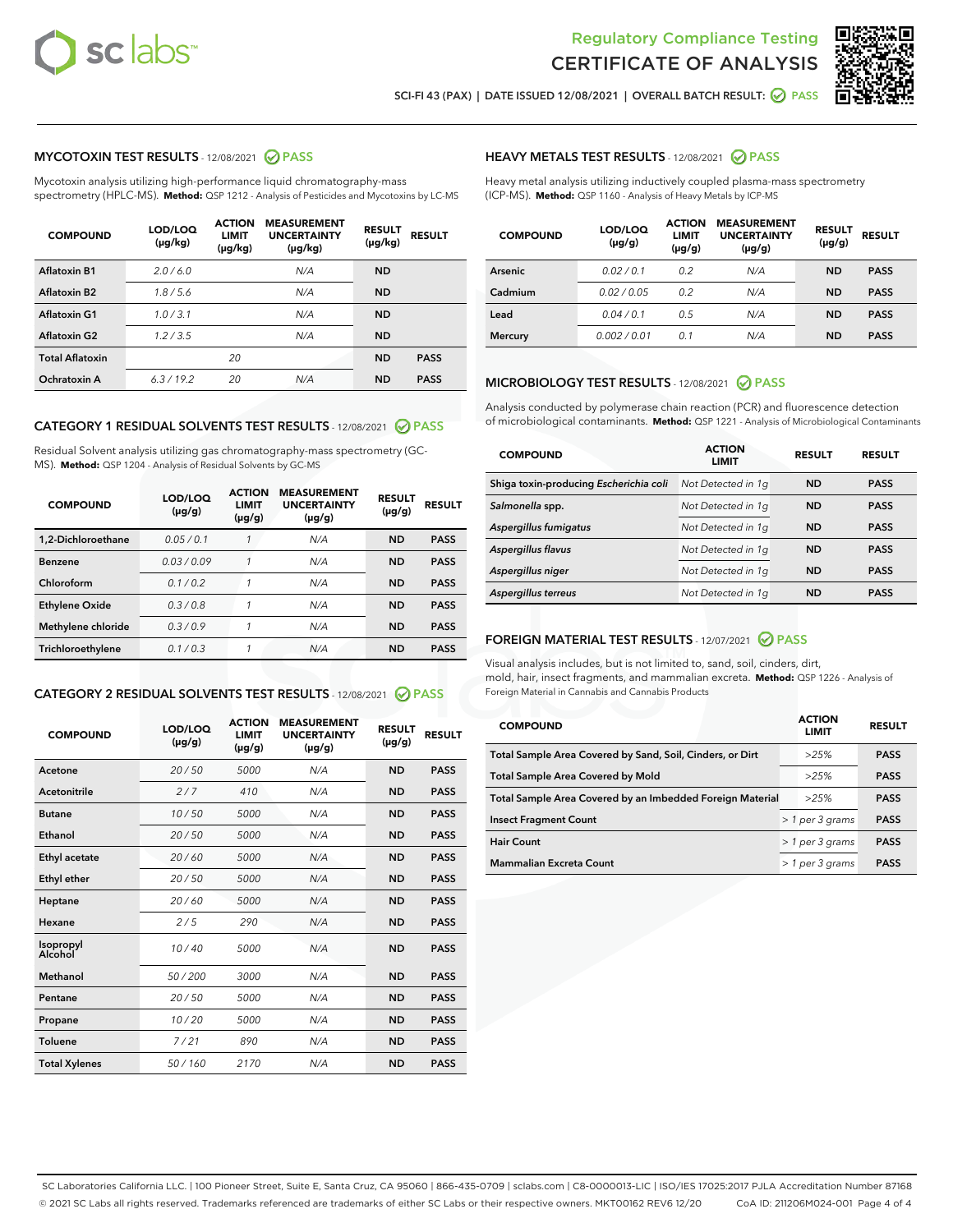# Regulatory Compliance Testing
# CERTIFICATE OF ANALYSIS

SCI-FI 43 (PAX) | DATE ISSUED 12/08/2021 | OVERALL BATCH RESULT: PASS

## MYCOTOXIN TEST RESULTS - 12/08/2021 PASS

Mycotoxin analysis utilizing high-performance liquid chromatography-mass spectrometry (HPLC-MS). **Method:** QSP 1212 - Analysis of Pesticides and Mycotoxins by LC-MS

| COMPOUND | LOD/LOQ (μg/kg) | ACTION LIMIT (μg/kg) | MEASUREMENT UNCERTAINTY (μg/kg) | RESULT (μg/kg) | RESULT |
|---|---|---|---|---|---|
| Aflatoxin B1 | 2.0 / 6.0 | | N/A | ND | |
| Aflatoxin B2 | 1.8 / 5.6 | | N/A | ND | |
| Aflatoxin G1 | 1.0 / 3.1 | | N/A | ND | |
| Aflatoxin G2 | 1.2 / 3.5 | | N/A | ND | |
| Total Aflatoxin | | 20 | | ND | PASS |
| Ochratoxin A | 6.3 / 19.2 | 20 | N/A | ND | PASS |

## CATEGORY 1 RESIDUAL SOLVENTS TEST RESULTS - 12/08/2021 PASS

Residual Solvent analysis utilizing gas chromatography-mass spectrometry (GC-MS). **Method:** QSP 1204 - Analysis of Residual Solvents by GC-MS

| COMPOUND | LOD/LOQ (μg/g) | ACTION LIMIT (μg/g) | MEASUREMENT UNCERTAINTY (μg/g) | RESULT (μg/g) | RESULT |
|---|---|---|---|---|---|
| 1,2-Dichloroethane | 0.05 / 0.1 | 1 | N/A | ND | PASS |
| Benzene | 0.03 / 0.09 | 1 | N/A | ND | PASS |
| Chloroform | 0.1 / 0.2 | 1 | N/A | ND | PASS |
| Ethylene Oxide | 0.3 / 0.8 | 1 | N/A | ND | PASS |
| Methylene chloride | 0.3 / 0.9 | 1 | N/A | ND | PASS |
| Trichloroethylene | 0.1 / 0.3 | 1 | N/A | ND | PASS |

## CATEGORY 2 RESIDUAL SOLVENTS TEST RESULTS - 12/08/2021 PASS

| COMPOUND | LOD/LOQ (μg/g) | ACTION LIMIT (μg/g) | MEASUREMENT UNCERTAINTY (μg/g) | RESULT (μg/g) | RESULT |
|---|---|---|---|---|---|
| Acetone | 20 / 50 | 5000 | N/A | ND | PASS |
| Acetonitrile | 2 / 7 | 410 | N/A | ND | PASS |
| Butane | 10 / 50 | 5000 | N/A | ND | PASS |
| Ethanol | 20 / 50 | 5000 | N/A | ND | PASS |
| Ethyl acetate | 20 / 60 | 5000 | N/A | ND | PASS |
| Ethyl ether | 20 / 50 | 5000 | N/A | ND | PASS |
| Heptane | 20 / 60 | 5000 | N/A | ND | PASS |
| Hexane | 2 / 5 | 290 | N/A | ND | PASS |
| Isopropyl Alcohol | 10 / 40 | 5000 | N/A | ND | PASS |
| Methanol | 50 / 200 | 3000 | N/A | ND | PASS |
| Pentane | 20 / 50 | 5000 | N/A | ND | PASS |
| Propane | 10 / 20 | 5000 | N/A | ND | PASS |
| Toluene | 7 / 21 | 890 | N/A | ND | PASS |
| Total Xylenes | 50 / 160 | 2170 | N/A | ND | PASS |

## HEAVY METALS TEST RESULTS - 12/08/2021 PASS

Heavy metal analysis utilizing inductively coupled plasma-mass spectrometry (ICP-MS). **Method:** QSP 1160 - Analysis of Heavy Metals by ICP-MS

| COMPOUND | LOD/LOQ (μg/g) | ACTION LIMIT (μg/g) | MEASUREMENT UNCERTAINTY (μg/g) | RESULT (μg/g) | RESULT |
|---|---|---|---|---|---|
| Arsenic | 0.02 / 0.1 | 0.2 | N/A | ND | PASS |
| Cadmium | 0.02 / 0.05 | 0.2 | N/A | ND | PASS |
| Lead | 0.04 / 0.1 | 0.5 | N/A | ND | PASS |
| Mercury | 0.002 / 0.01 | 0.1 | N/A | ND | PASS |

## MICROBIOLOGY TEST RESULTS - 12/08/2021 PASS

Analysis conducted by polymerase chain reaction (PCR) and fluorescence detection of microbiological contaminants. **Method:** QSP 1221 - Analysis of Microbiological Contaminants

| COMPOUND | ACTION LIMIT | RESULT | RESULT |
|---|---|---|---|
| Shiga toxin-producing *Escherichia coli* | Not Detected in 1g | ND | PASS |
| *Salmonella* spp. | Not Detected in 1g | ND | PASS |
| *Aspergillus fumigatus* | Not Detected in 1g | ND | PASS |
| *Aspergillus flavus* | Not Detected in 1g | ND | PASS |
| *Aspergillus niger* | Not Detected in 1g | ND | PASS |
| *Aspergillus terreus* | Not Detected in 1g | ND | PASS |

## FOREIGN MATERIAL TEST RESULTS - 12/07/2021 PASS

Visual analysis includes, but is not limited to, sand, soil, cinders, dirt, mold, hair, insect fragments, and mammalian excreta. **Method:** QSP 1226 - Analysis of Foreign Material in Cannabis and Cannabis Products

| COMPOUND | ACTION LIMIT | RESULT |
|---|---|---|
| Total Sample Area Covered by Sand, Soil, Cinders, or Dirt | >25% | PASS |
| Total Sample Area Covered by Mold | >25% | PASS |
| Total Sample Area Covered by an Imbedded Foreign Material | >25% | PASS |
| Insect Fragment Count | > 1 per 3 grams | PASS |
| Hair Count | > 1 per 3 grams | PASS |
| Mammalian Excreta Count | > 1 per 3 grams | PASS |

SC Laboratories California LLC. | 100 Pioneer Street, Suite E, Santa Cruz, CA 95060 | 866-435-0709 | sclabs.com | C8-0000013-LIC | ISO/IES 17025:2017 PJLA Accreditation Number 87168
© 2021 SC Labs all rights reserved. Trademarks referenced are trademarks of either SC Labs or their respective owners. MKT00162 REV6 12/20 CoA ID: 211206M024-001